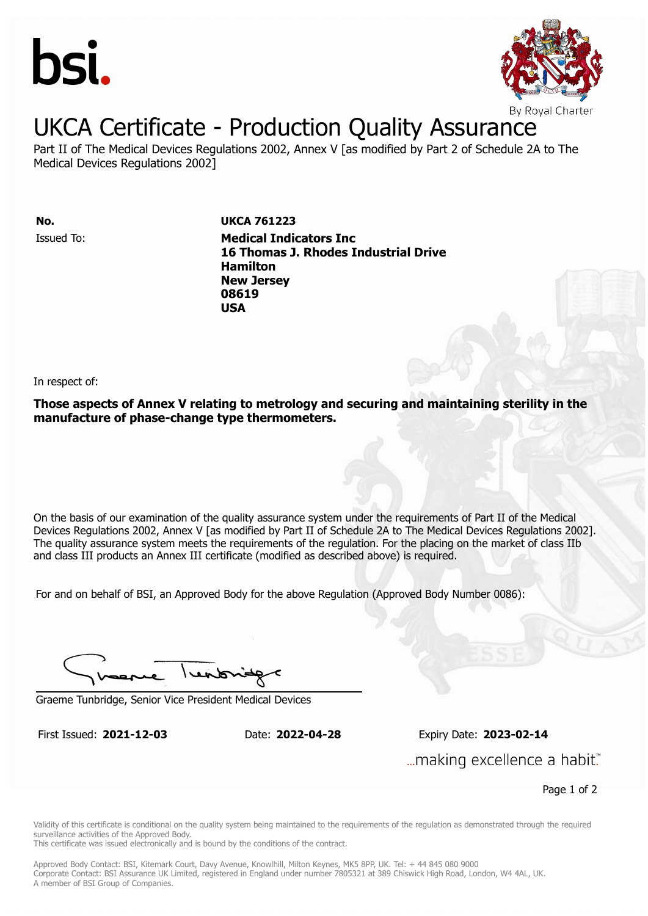bsi.

By Royal Charter

# UKCA Certificate - Production Quality Assurance

Part II of The Medical Devices Regulations 2002, Annex V [as modified by Part 2 of Schedule 2A to The Medical Devices Regulations 2002]

**No.** **UKCA 761223**

Issued To: **Medical Indicators Inc**
**16 Thomas J. Rhodes Industrial Drive**
**Hamilton**
**New Jersey**
**08619**
**USA**

In respect of:

**Those aspects of Annex V relating to metrology and securing and maintaining sterility in the manufacture of phase-change type thermometers.**

On the basis of our examination of the quality assurance system under the requirements of Part II of the Medical Devices Regulations 2002, Annex V [as modified by Part II of Schedule 2A to The Medical Devices Regulations 2002]. The quality assurance system meets the requirements of the regulation. For the placing on the market of class IIb and class III products an Annex III certificate (modified as described above) is required.

For and on behalf of BSI, an Approved Body for the above Regulation (Approved Body Number 0086):

Graeme Tunbridge, Senior Vice President Medical Devices

First Issued: **2021-12-03** Date: **2022-04-28** Expiry Date: **2023-02-14**

...making excellence a habit.™

Validity of this certificate is conditional on the quality system being maintained to the requirements of the regulation as demonstrated through the required surveillance activities of the Approved Body.
This certificate was issued electronically and is bound by the conditions of the contract.

Approved Body Contact: BSI, Kitemark Court, Davy Avenue, Knowlhill, Milton Keynes, MK5 8PP, UK. Tel: + 44 845 080 9000
Corporate Contact: BSI Assurance UK Limited, registered in England under number 7805321 at 389 Chiswick High Road, London, W4 4AL, UK.
A member of BSI Group of Companies.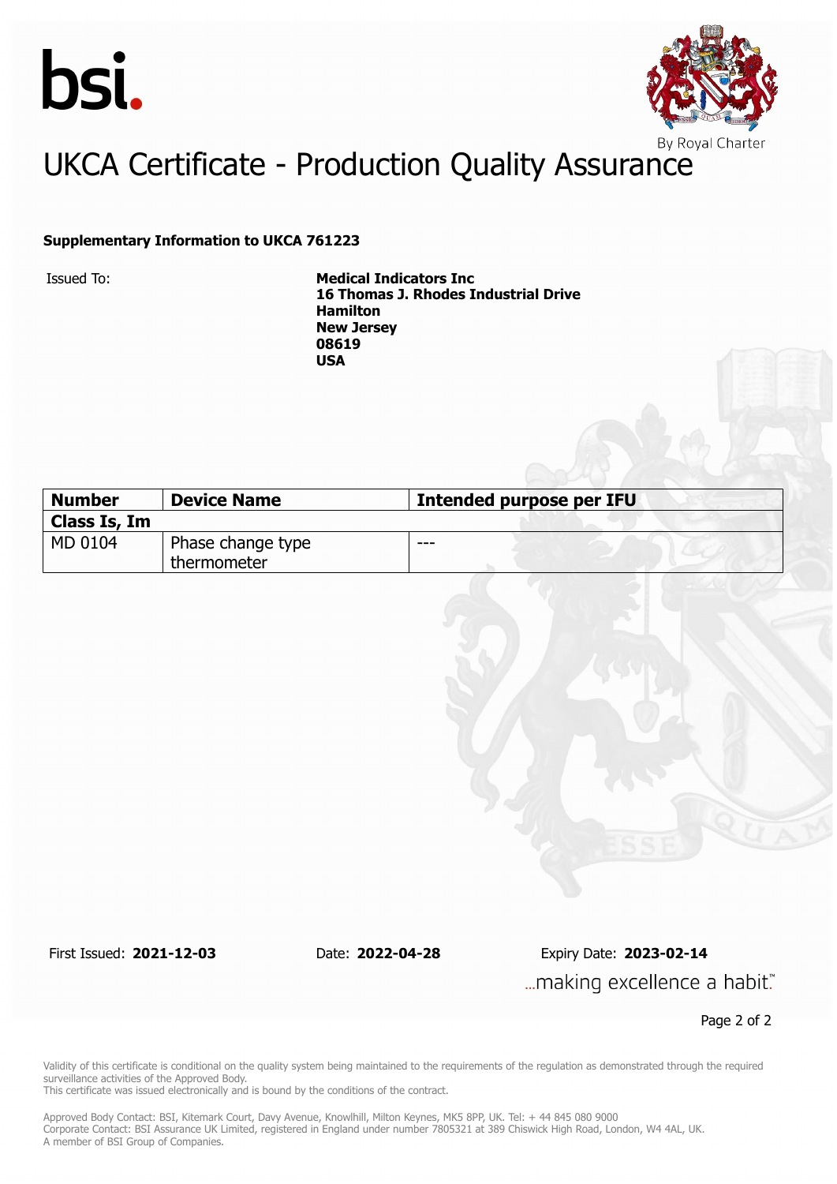# UKCA Certificate - Production Quality Assurance

**Supplementary Information to UKCA 761223**

Issued To: **Medical Indicators Inc**
**16 Thomas J. Rhodes Industrial Drive**
**Hamilton**
**New Jersey**
**08619**
**USA**

| Number | Device Name | Intended purpose per IFU |
|---|---|---|
| **Class Is, Im** | | |
| MD 0104 | Phase change type thermometer | --- |

First Issued: **2021-12-03** Date: **2022-04-28** Expiry Date: **2023-02-14**

...making excellence a habit.™

Validity of this certificate is conditional on the quality system being maintained to the requirements of the regulation as demonstrated through the required surveillance activities of the Approved Body.
This certificate was issued electronically and is bound by the conditions of the contract.

Approved Body Contact: BSI, Kitemark Court, Davy Avenue, Knowlhill, Milton Keynes, MK5 8PP, UK. Tel: + 44 845 080 9000
Corporate Contact: BSI Assurance UK Limited, registered in England under number 7805321 at 389 Chiswick High Road, London, W4 4AL, UK.
A member of BSI Group of Companies.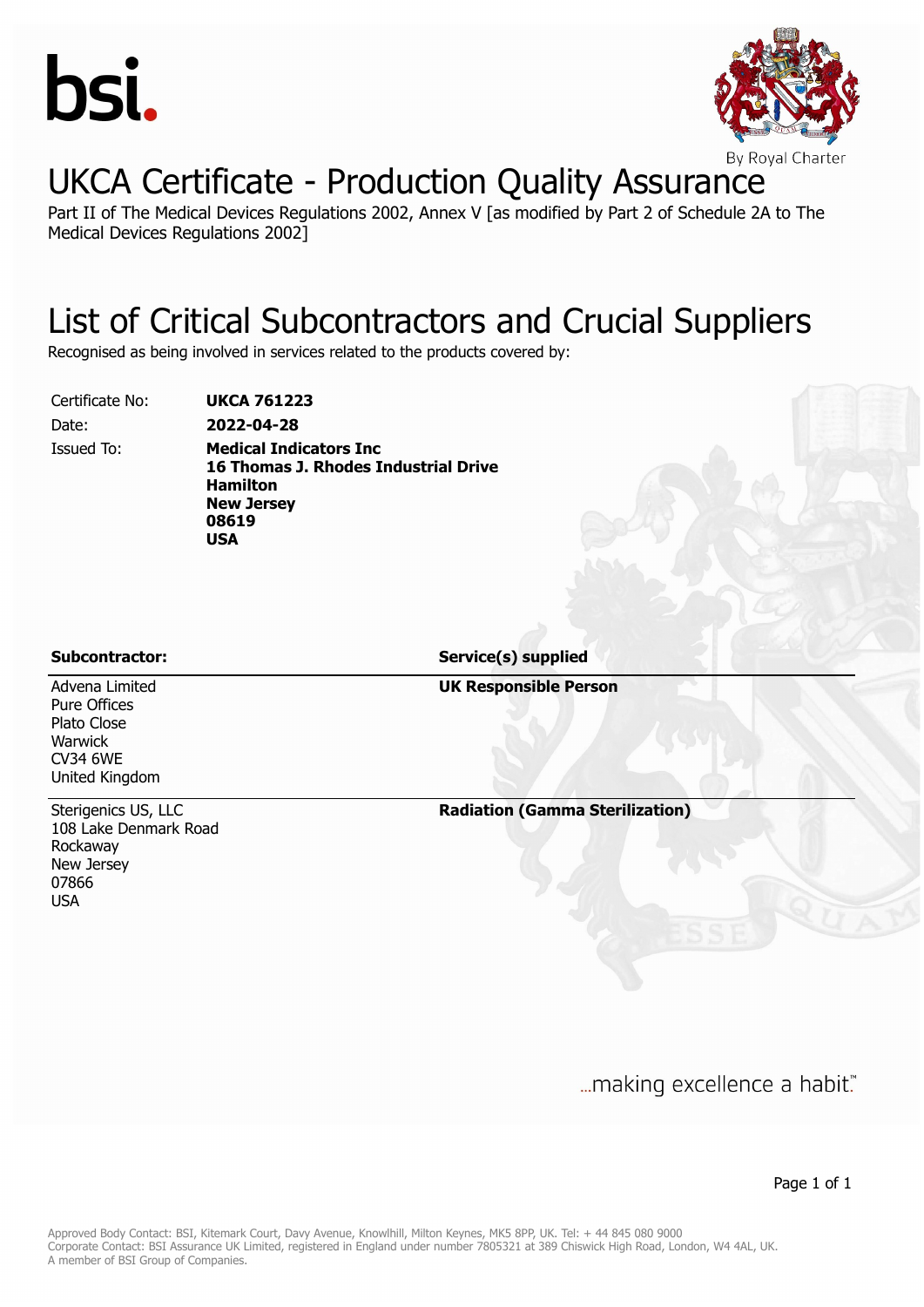bsi.

By Royal Charter

# UKCA Certificate - Production Quality Assurance

Part II of The Medical Devices Regulations 2002, Annex V [as modified by Part 2 of Schedule 2A to The Medical Devices Regulations 2002]

# List of Critical Subcontractors and Crucial Suppliers

Recognised as being involved in services related to the products covered by:

| | |
|---|---|
| Certificate No: | **UKCA 761223** |
| Date: | **2022-04-28** |
| Issued To: | **Medical Indicators Inc**<br>**16 Thomas J. Rhodes Industrial Drive**<br>**Hamilton**<br>**New Jersey**<br>**08619**<br>**USA** |

| **Subcontractor:** | **Service(s) supplied** |
|---|---|
| Advena Limited<br>Pure Offices<br>Plato Close<br>Warwick<br>CV34 6WE<br>United Kingdom | **UK Responsible Person** |
| Sterigenics US, LLC<br>108 Lake Denmark Road<br>Rockaway<br>New Jersey<br>07866<br>USA | **Radiation (Gamma Sterilization)** |

...making excellence a habit.™

Approved Body Contact: BSI, Kitemark Court, Davy Avenue, Knowlhill, Milton Keynes, MK5 8PP, UK. Tel: + 44 845 080 9000
Corporate Contact: BSI Assurance UK Limited, registered in England under number 7805321 at 389 Chiswick High Road, London, W4 4AL, UK.
A member of BSI Group of Companies.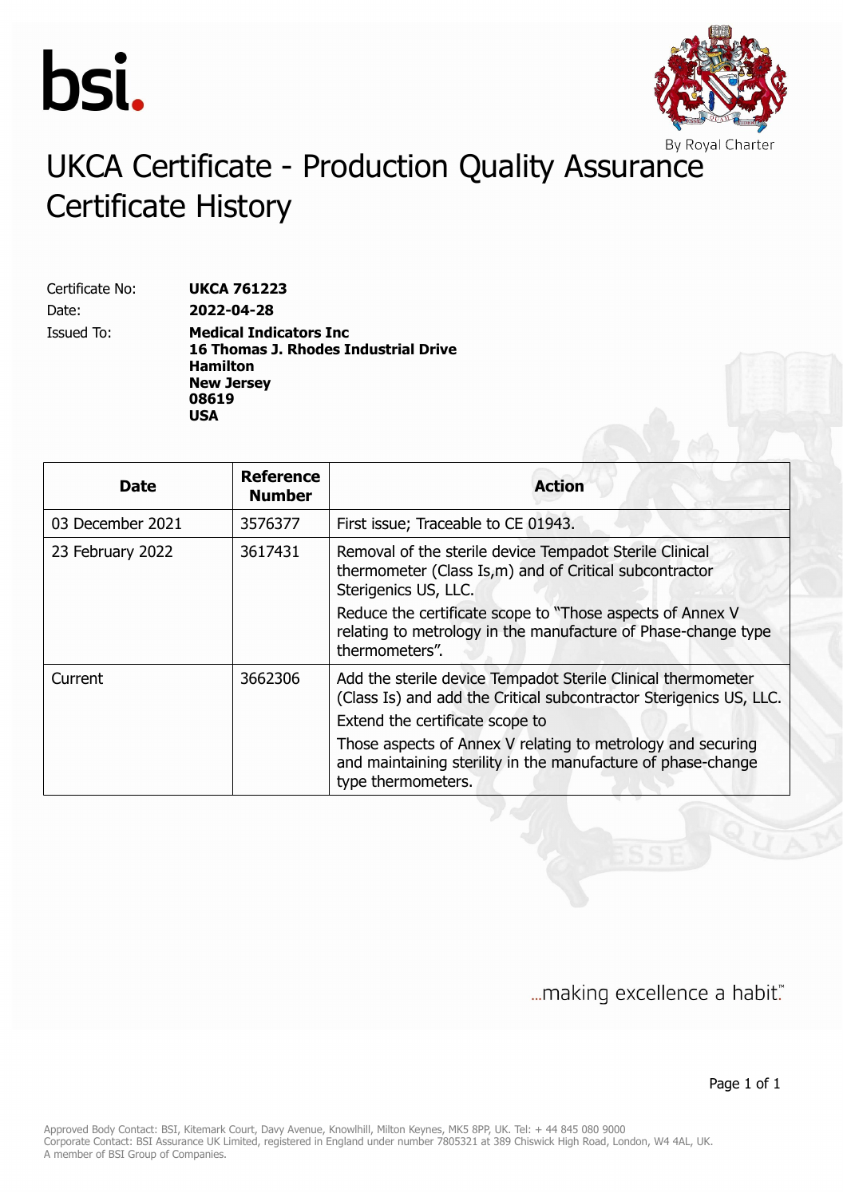# UKCA Certificate - Production Quality Assurance Certificate History

Certificate No: **UKCA 761223**

Date: **2022-04-28**

Issued To: **Medical Indicators Inc**
**16 Thomas J. Rhodes Industrial Drive**
**Hamilton**
**New Jersey**
**08619**
**USA**

| Date | Reference Number | Action |
| --- | --- | --- |
| 03 December 2021 | 3576377 | First issue; Traceable to CE 01943. |
| 23 February 2022 | 3617431 | Removal of the sterile device Tempadot Sterile Clinical thermometer (Class Is,m) and of Critical subcontractor Sterigenics US, LLC. Reduce the certificate scope to "Those aspects of Annex V relating to metrology in the manufacture of Phase-change type thermometers". |
| Current | 3662306 | Add the sterile device Tempadot Sterile Clinical thermometer (Class Is) and add the Critical subcontractor Sterigenics US, LLC. Extend the certificate scope to Those aspects of Annex V relating to metrology and securing and maintaining sterility in the manufacture of phase-change type thermometers. |

...making excellence a habit.™

Approved Body Contact: BSI, Kitemark Court, Davy Avenue, Knowlhill, Milton Keynes, MK5 8PP, UK. Tel: + 44 845 080 9000
Corporate Contact: BSI Assurance UK Limited, registered in England under number 7805321 at 389 Chiswick High Road, London, W4 4AL, UK.
A member of BSI Group of Companies.